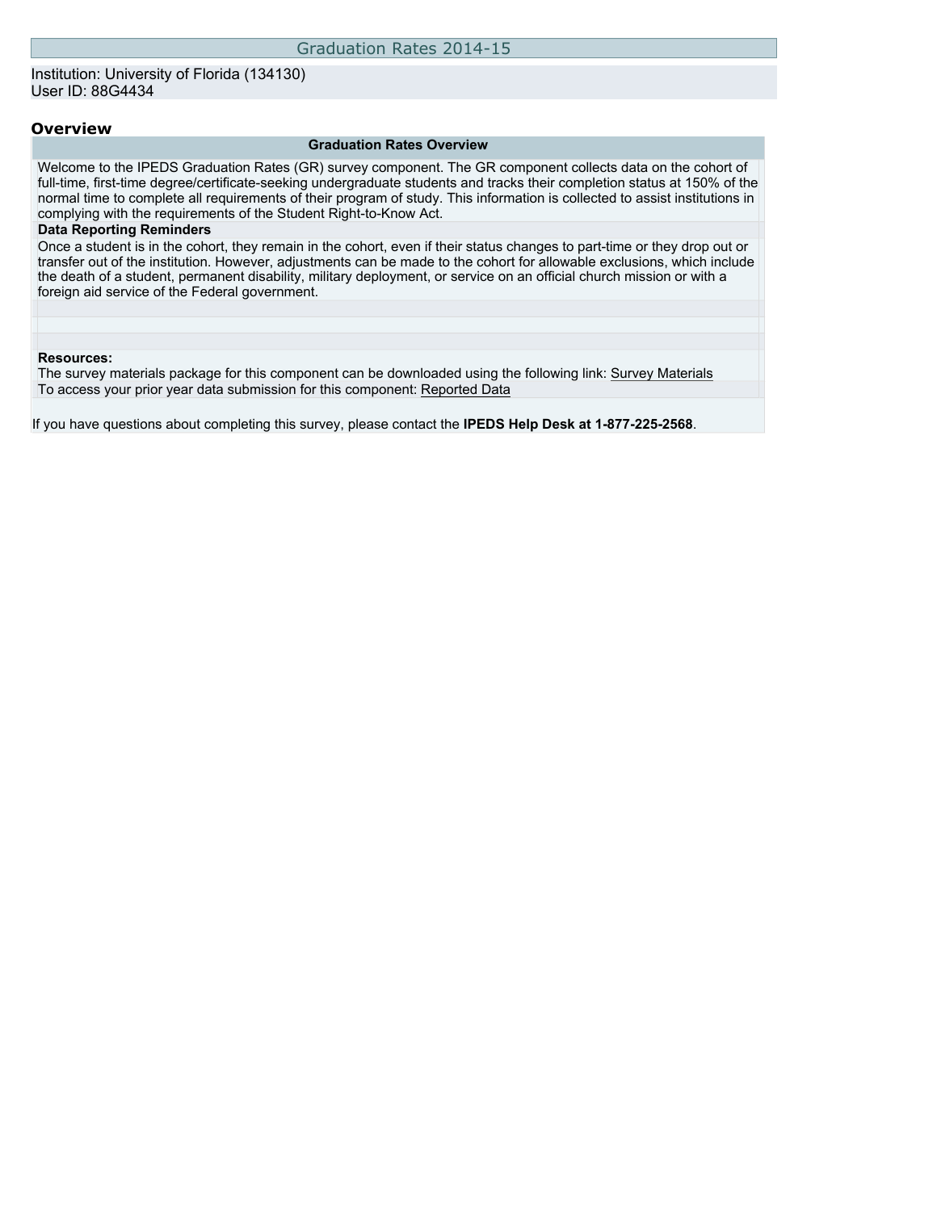# Graduation Rates 2014-15

Institution: University of Florida (134130)
User ID: 88G4434

## Overview

| Graduation Rates Overview |
|---|
| Welcome to the IPEDS Graduation Rates (GR) survey component. The GR component collects data on the cohort of full-time, first-time degree/certificate-seeking undergraduate students and tracks their completion status at 150% of the normal time to complete all requirements of their program of study. This information is collected to assist institutions in complying with the requirements of the Student Right-to-Know Act. |
| **Data Reporting Reminders** |
| Once a student is in the cohort, they remain in the cohort, even if their status changes to part-time or they drop out or transfer out of the institution. However, adjustments can be made to the cohort for allowable exclusions, which include the death of a student, permanent disability, military deployment, or service on an official church mission or with a foreign aid service of the Federal government. |
| |
| |
| |
| **Resources:** The survey materials package for this component can be downloaded using the following link: Survey Materials |
| To access your prior year data submission for this component: Reported Data |

If you have questions about completing this survey, please contact the **IPEDS Help Desk at 1-877-225-2568**.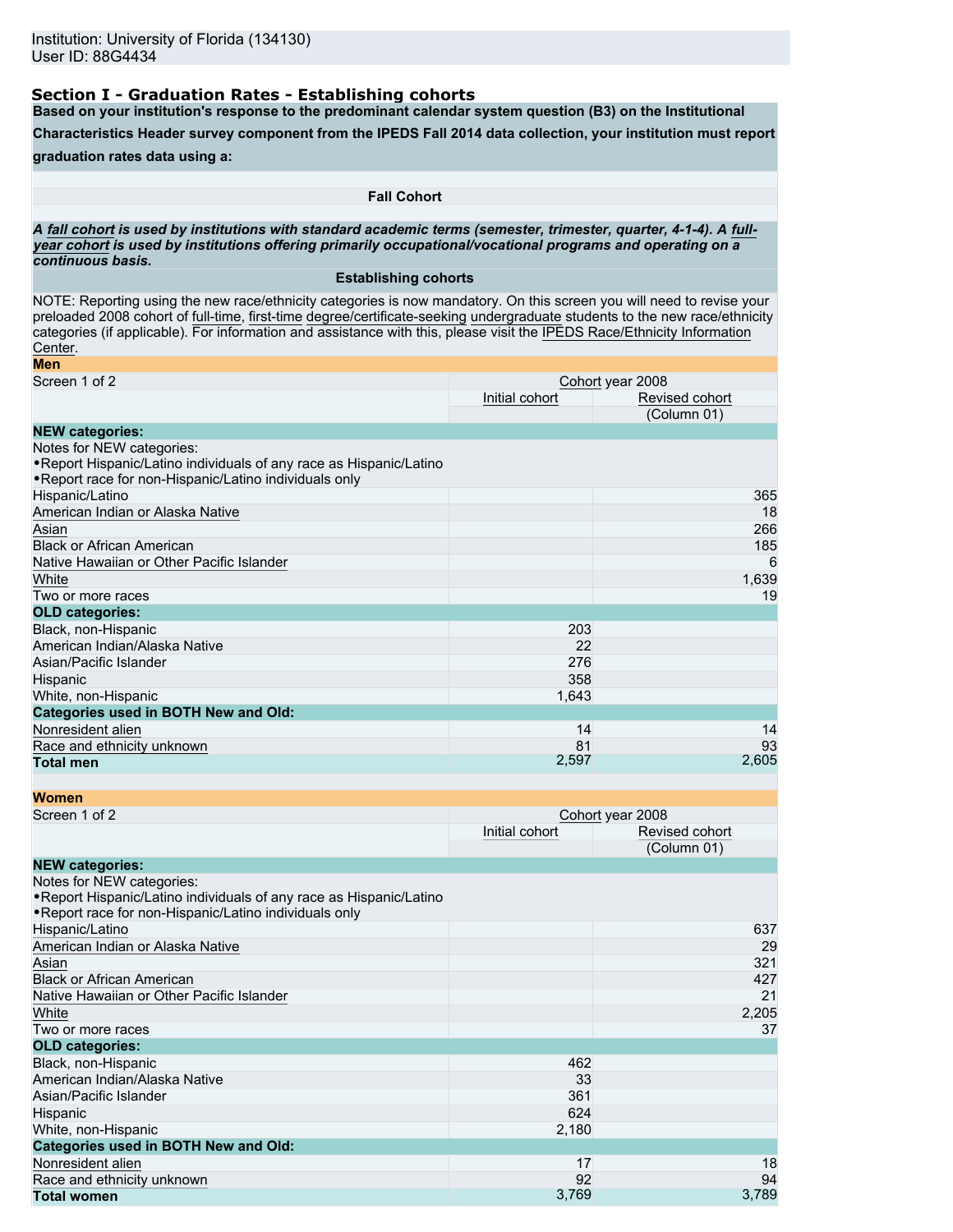Institution: University of Florida (134130)
User ID: 88G4434

## Section I - Graduation Rates - Establishing cohorts

**Based on your institution's response to the predominant calendar system question (B3) on the Institutional Characteristics Header survey component from the IPEDS Fall 2014 data collection, your institution must report graduation rates data using a:**

**Fall Cohort**

***A fall cohort is used by institutions with standard academic terms (semester, trimester, quarter, 4-1-4). A full-year cohort is used by institutions offering primarily occupational/vocational programs and operating on a continuous basis.***

**Establishing cohorts**

NOTE: Reporting using the new race/ethnicity categories is now mandatory. On this screen you will need to revise your preloaded 2008 cohort of full-time, first-time degree/certificate-seeking undergraduate students to the new race/ethnicity categories (if applicable). For information and assistance with this, please visit the IPEDS Race/Ethnicity Information Center.

### Men

| Screen 1 of 2 | Cohort year 2008 | |
|---|---|---|
| | Initial cohort | Revised cohort |
| | | (Column 01) |
| **NEW categories:** | | |
| Notes for NEW categories:<br>•Report Hispanic/Latino individuals of any race as Hispanic/Latino<br>•Report race for non-Hispanic/Latino individuals only | | |
| Hispanic/Latino | | 365 |
| American Indian or Alaska Native | | 18 |
| Asian | | 266 |
| Black or African American | | 185 |
| Native Hawaiian or Other Pacific Islander | | 6 |
| White | | 1,639 |
| Two or more races | | 19 |
| **OLD categories:** | | |
| Black, non-Hispanic | 203 | |
| American Indian/Alaska Native | 22 | |
| Asian/Pacific Islander | 276 | |
| Hispanic | 358 | |
| White, non-Hispanic | 1,643 | |
| **Categories used in BOTH New and Old:** | | |
| Nonresident alien | 14 | 14 |
| Race and ethnicity unknown | 81 | 93 |
| **Total men** | 2,597 | 2,605 |

### Women

| Screen 1 of 2 | Cohort year 2008 | |
|---|---|---|
| | Initial cohort | Revised cohort |
| | | (Column 01) |
| **NEW categories:** | | |
| Notes for NEW categories:<br>•Report Hispanic/Latino individuals of any race as Hispanic/Latino<br>•Report race for non-Hispanic/Latino individuals only | | |
| Hispanic/Latino | | 637 |
| American Indian or Alaska Native | | 29 |
| Asian | | 321 |
| Black or African American | | 427 |
| Native Hawaiian or Other Pacific Islander | | 21 |
| White | | 2,205 |
| Two or more races | | 37 |
| **OLD categories:** | | |
| Black, non-Hispanic | 462 | |
| American Indian/Alaska Native | 33 | |
| Asian/Pacific Islander | 361 | |
| Hispanic | 624 | |
| White, non-Hispanic | 2,180 | |
| **Categories used in BOTH New and Old:** | | |
| Nonresident alien | 17 | 18 |
| Race and ethnicity unknown | 92 | 94 |
| **Total women** | 3,769 | 3,789 |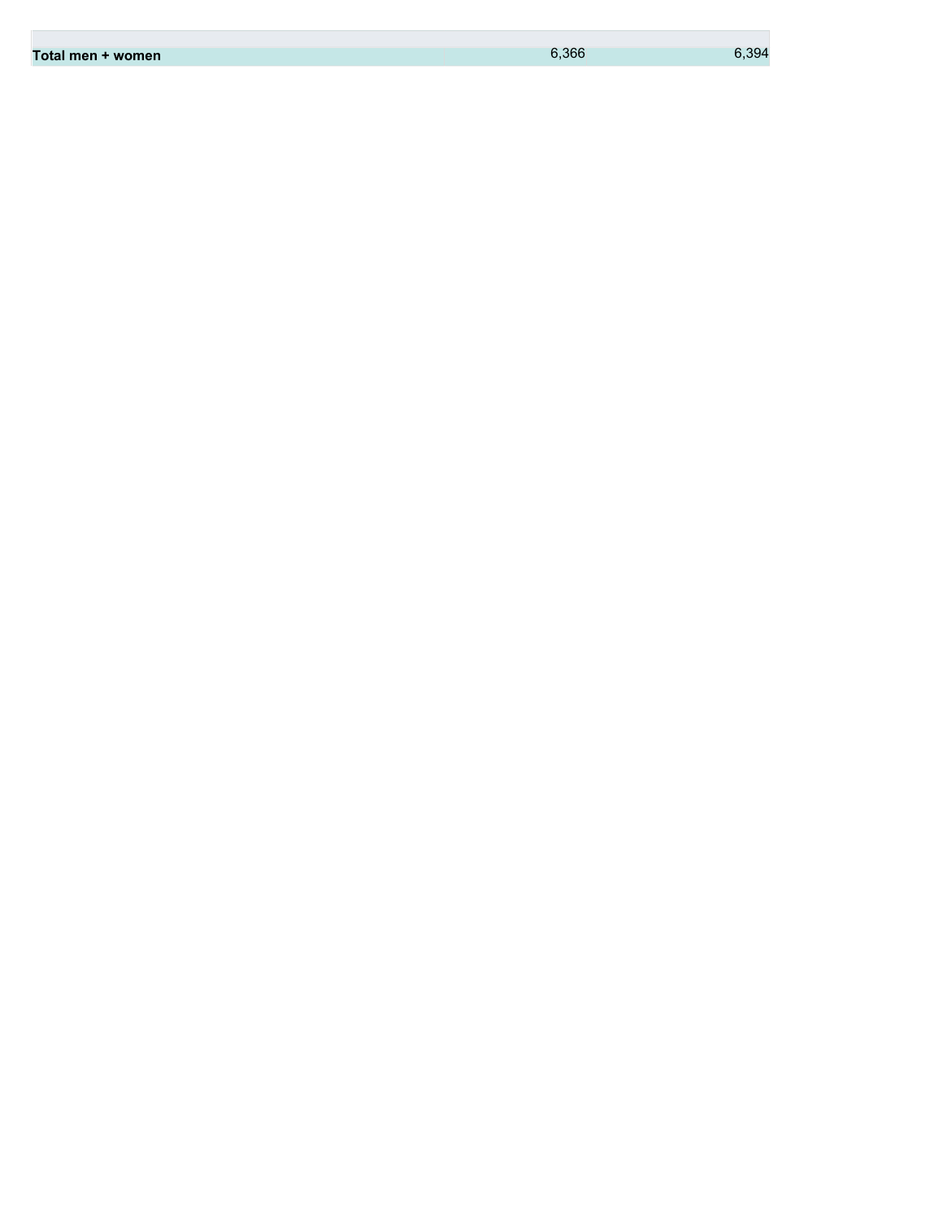| | | |
|---|---|---|
| **Total men + women** | 6,366 | 6,394 |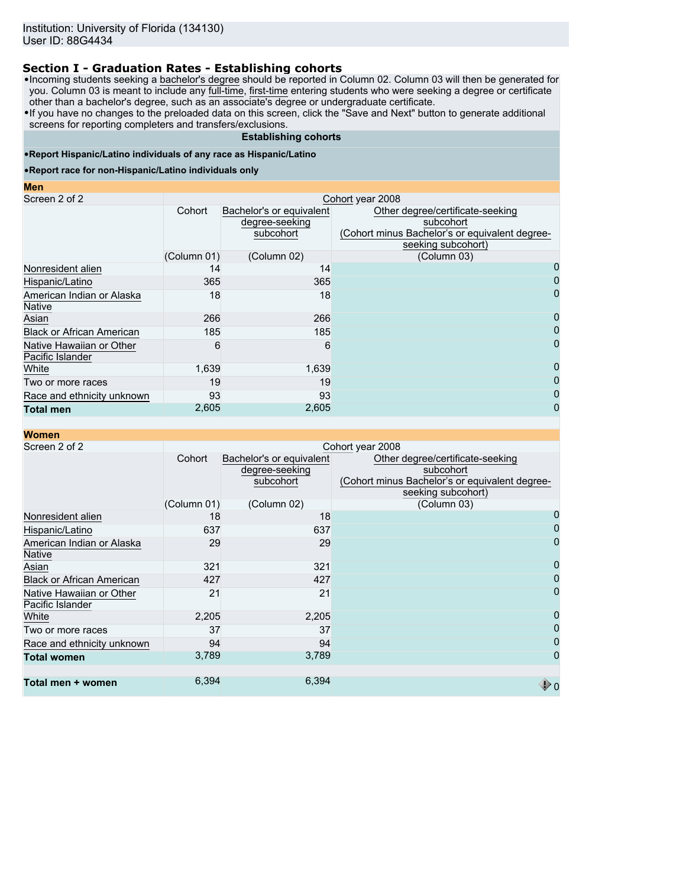Institution: University of Florida (134130)
User ID: 88G4434

## Section I - Graduation Rates - Establishing cohorts

- Incoming students seeking a bachelor's degree should be reported in Column 02. Column 03 will then be generated for you. Column 03 is meant to include any full-time, first-time entering students who were seeking a degree or certificate other than a bachelor's degree, such as an associate's degree or undergraduate certificate.
- If you have no changes to the preloaded data on this screen, click the "Save and Next" button to generate additional screens for reporting completers and transfers/exclusions.

**Establishing cohorts**

- **Report Hispanic/Latino individuals of any race as Hispanic/Latino**
- **Report race for non-Hispanic/Latino individuals only**

**Men**

| Screen 2 of 2 | Cohort year 2008 | | |
|---|---|---|---|
| | Cohort | Bachelor's or equivalent degree-seeking subcohort | Other degree/certificate-seeking subcohort (Cohort minus Bachelor's or equivalent degree-seeking subcohort) |
| | (Column 01) | (Column 02) | (Column 03) |
| Nonresident alien | 14 | 14 | 0 |
| Hispanic/Latino | 365 | 365 | 0 |
| American Indian or Alaska Native | 18 | 18 | 0 |
| Asian | 266 | 266 | 0 |
| Black or African American | 185 | 185 | 0 |
| Native Hawaiian or Other Pacific Islander | 6 | 6 | 0 |
| White | 1,639 | 1,639 | 0 |
| Two or more races | 19 | 19 | 0 |
| Race and ethnicity unknown | 93 | 93 | 0 |
| **Total men** | 2,605 | 2,605 | 0 |

**Women**

| Screen 2 of 2 | Cohort year 2008 | | |
|---|---|---|---|
| | Cohort | Bachelor's or equivalent degree-seeking subcohort | Other degree/certificate-seeking subcohort (Cohort minus Bachelor's or equivalent degree-seeking subcohort) |
| | (Column 01) | (Column 02) | (Column 03) |
| Nonresident alien | 18 | 18 | 0 |
| Hispanic/Latino | 637 | 637 | 0 |
| American Indian or Alaska Native | 29 | 29 | 0 |
| Asian | 321 | 321 | 0 |
| Black or African American | 427 | 427 | 0 |
| Native Hawaiian or Other Pacific Islander | 21 | 21 | 0 |
| White | 2,205 | 2,205 | 0 |
| Two or more races | 37 | 37 | 0 |
| Race and ethnicity unknown | 94 | 94 | 0 |
| **Total women** | 3,789 | 3,789 | 0 |
| | | | |
| **Total men + women** | 6,394 | 6,394 | 0 |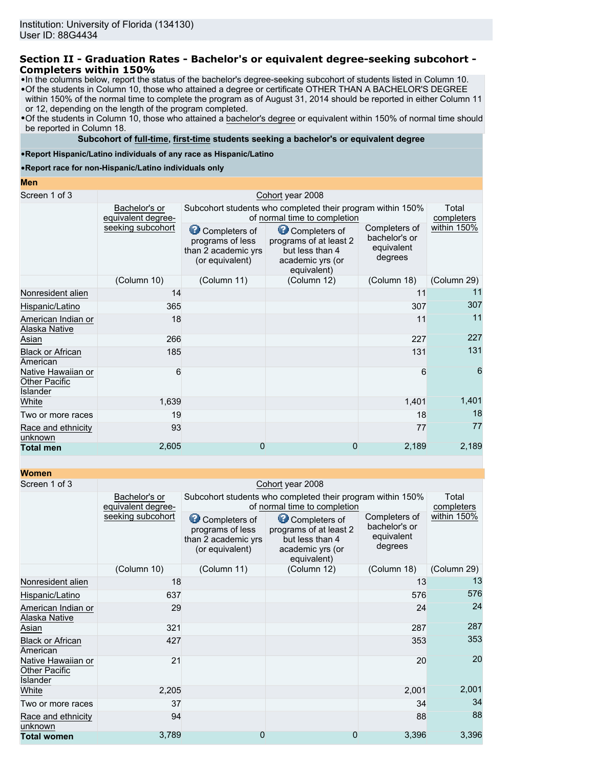Institution: University of Florida (134130)
User ID: 88G4434

## Section II - Graduation Rates - Bachelor's or equivalent degree-seeking subcohort - Completers within 150%

- In the columns below, report the status of the bachelor's degree-seeking subcohort of students listed in Column 10.
- Of the students in Column 10, those who attained a degree or certificate OTHER THAN A BACHELOR'S DEGREE within 150% of the normal time to complete the program as of August 31, 2014 should be reported in either Column 11 or 12, depending on the length of the program completed.
- Of the students in Column 10, those who attained a bachelor's degree or equivalent within 150% of normal time should be reported in Column 18.

**Subcohort of full-time, first-time students seeking a bachelor's or equivalent degree**

- **Report Hispanic/Latino individuals of any race as Hispanic/Latino**
- **Report race for non-Hispanic/Latino individuals only**

**Men**

| Screen 1 of 3 | Cohort year 2008 | | | | |
|---|---|---|---|---|---|
| | Bachelor's or equivalent degree-seeking subcohort | Subcohort students who completed their program within 150% of normal time to completion | | | Total completers within 150% |
| | | Completers of programs of less than 2 academic yrs (or equivalent) | Completers of programs of at least 2 but less than 4 academic yrs (or equivalent) | Completers of bachelor's or equivalent degrees | |
| | (Column 10) | (Column 11) | (Column 12) | (Column 18) | (Column 29) |
| Nonresident alien | 14 | | | 11 | 11 |
| Hispanic/Latino | 365 | | | 307 | 307 |
| American Indian or Alaska Native | 18 | | | 11 | 11 |
| Asian | 266 | | | 227 | 227 |
| Black or African American | 185 | | | 131 | 131 |
| Native Hawaiian or Other Pacific Islander | 6 | | | 6 | 6 |
| White | 1,639 | | | 1,401 | 1,401 |
| Two or more races | 19 | | | 18 | 18 |
| Race and ethnicity unknown | 93 | | | 77 | 77 |
| **Total men** | 2,605 | 0 | 0 | 2,189 | 2,189 |

**Women**

| Screen 1 of 3 | Cohort year 2008 | | | | |
|---|---|---|---|---|---|
| | Bachelor's or equivalent degree-seeking subcohort | Subcohort students who completed their program within 150% of normal time to completion | | | Total completers within 150% |
| | | Completers of programs of less than 2 academic yrs (or equivalent) | Completers of programs of at least 2 but less than 4 academic yrs (or equivalent) | Completers of bachelor's or equivalent degrees | |
| | (Column 10) | (Column 11) | (Column 12) | (Column 18) | (Column 29) |
| Nonresident alien | 18 | | | 13 | 13 |
| Hispanic/Latino | 637 | | | 576 | 576 |
| American Indian or Alaska Native | 29 | | | 24 | 24 |
| Asian | 321 | | | 287 | 287 |
| Black or African American | 427 | | | 353 | 353 |
| Native Hawaiian or Other Pacific Islander | 21 | | | 20 | 20 |
| White | 2,205 | | | 2,001 | 2,001 |
| Two or more races | 37 | | | 34 | 34 |
| Race and ethnicity unknown | 94 | | | 88 | 88 |
| **Total women** | 3,789 | 0 | 0 | 3,396 | 3,396 |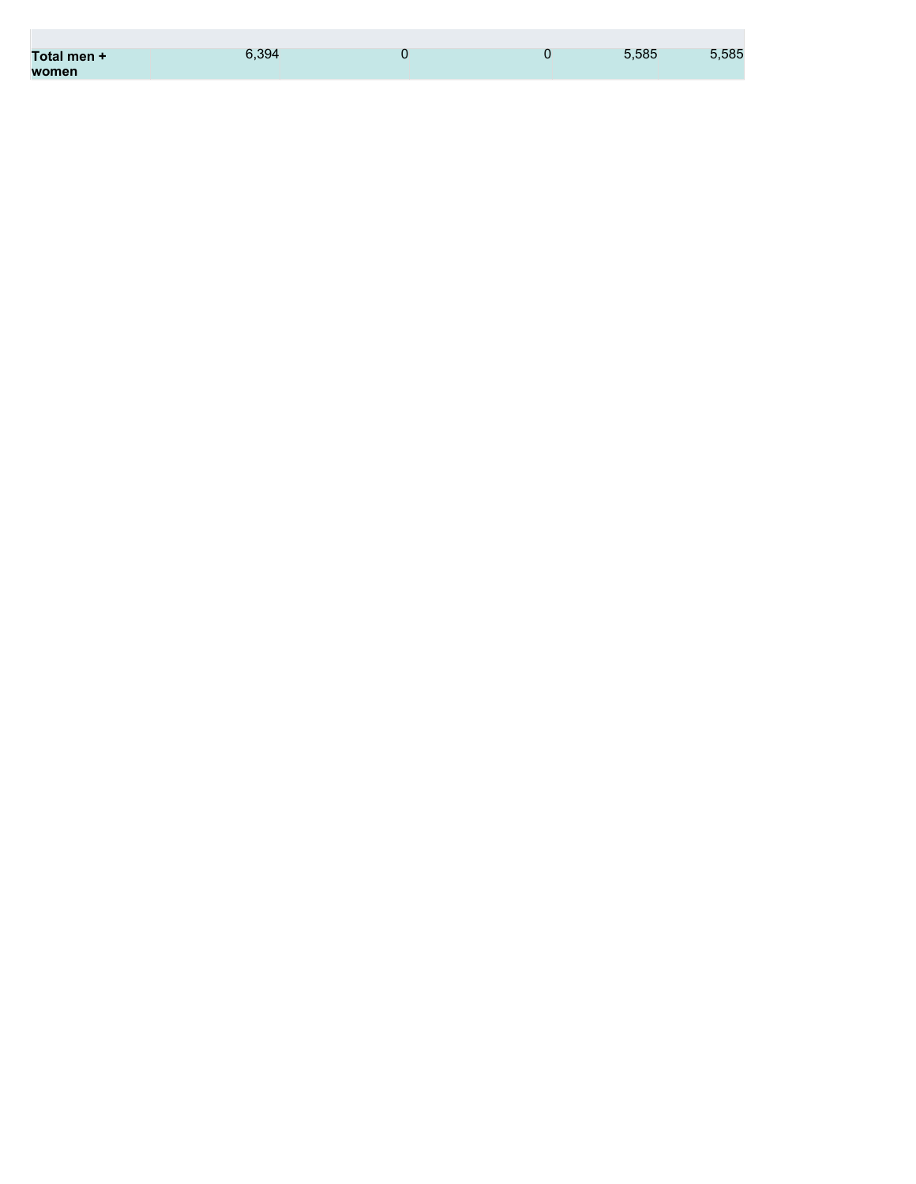| | | | | | |
|---|---|---|---|---|---|
| **Total men + women** | 6,394 | 0 | 0 | 5,585 | 5,585 |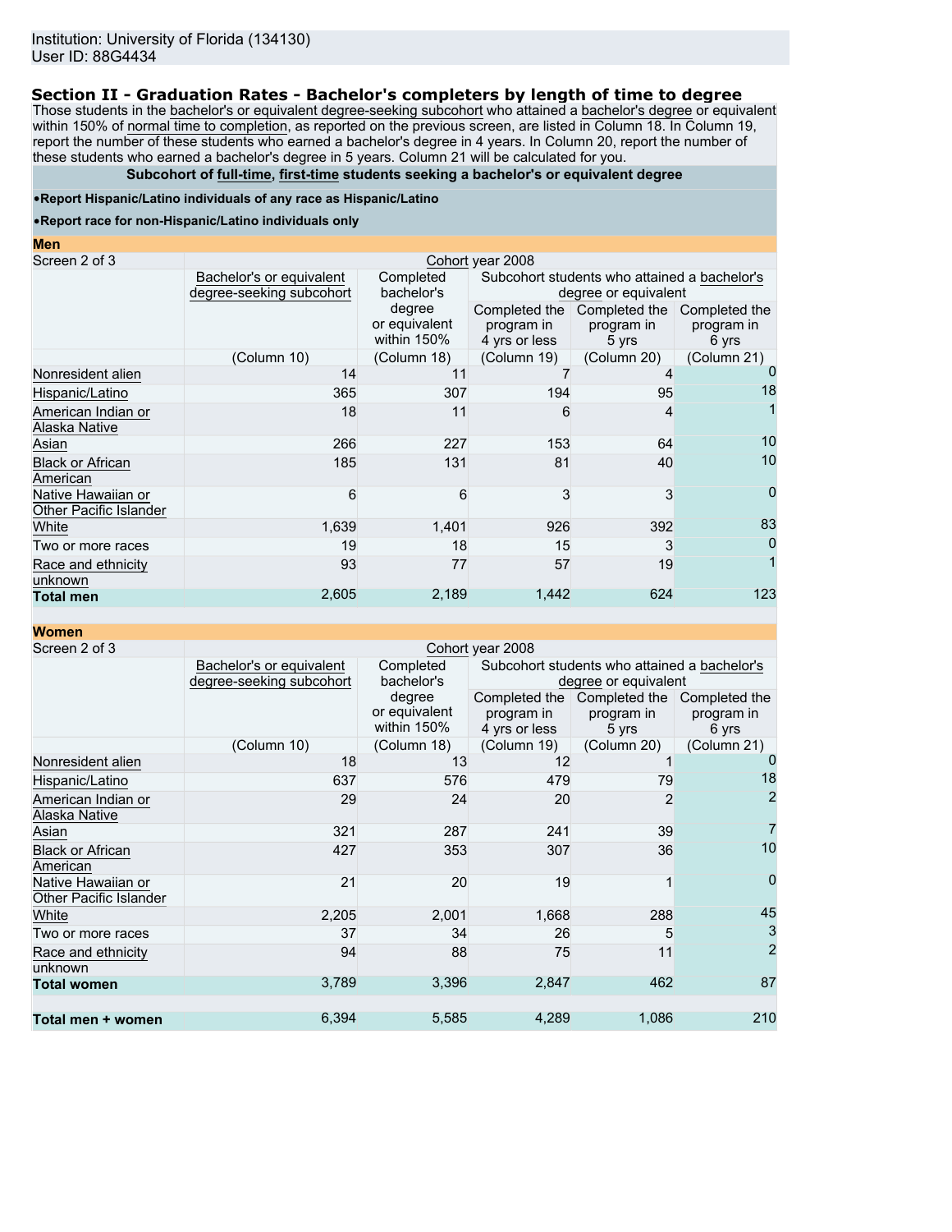Institution: University of Florida (134130)
User ID: 88G4434

## Section II - Graduation Rates - Bachelor's completers by length of time to degree

Those students in the bachelor's or equivalent degree-seeking subcohort who attained a bachelor's degree or equivalent within 150% of normal time to completion, as reported on the previous screen, are listed in Column 18. In Column 19, report the number of these students who earned a bachelor's degree in 4 years. In Column 20, report the number of these students who earned a bachelor's degree in 5 years. Column 21 will be calculated for you.

**Subcohort of full-time, first-time students seeking a bachelor's or equivalent degree**

- **Report Hispanic/Latino individuals of any race as Hispanic/Latino**
- **Report race for non-Hispanic/Latino individuals only**

**Men**

Screen 2 of 3 — Cohort year 2008

| | Bachelor's or equivalent degree-seeking subcohort | Completed bachelor's degree or equivalent within 150% | Subcohort students who attained a bachelor's degree or equivalent | | |
|---|---|---|---|---|---|
| | | | Completed the program in 4 yrs or less | Completed the program in 5 yrs | Completed the program in 6 yrs |
| | (Column 10) | (Column 18) | (Column 19) | (Column 20) | (Column 21) |
| Nonresident alien | 14 | 11 | 7 | 4 | 0 |
| Hispanic/Latino | 365 | 307 | 194 | 95 | 18 |
| American Indian or Alaska Native | 18 | 11 | 6 | 4 | 1 |
| Asian | 266 | 227 | 153 | 64 | 10 |
| Black or African American | 185 | 131 | 81 | 40 | 10 |
| Native Hawaiian or Other Pacific Islander | 6 | 6 | 3 | 3 | 0 |
| White | 1,639 | 1,401 | 926 | 392 | 83 |
| Two or more races | 19 | 18 | 15 | 3 | 0 |
| Race and ethnicity unknown | 93 | 77 | 57 | 19 | 1 |
| **Total men** | 2,605 | 2,189 | 1,442 | 624 | 123 |

**Women**

Screen 2 of 3 — Cohort year 2008

| | Bachelor's or equivalent degree-seeking subcohort | Completed bachelor's degree or equivalent within 150% | Subcohort students who attained a bachelor's degree or equivalent | | |
|---|---|---|---|---|---|
| | | | Completed the program in 4 yrs or less | Completed the program in 5 yrs | Completed the program in 6 yrs |
| | (Column 10) | (Column 18) | (Column 19) | (Column 20) | (Column 21) |
| Nonresident alien | 18 | 13 | 12 | 1 | 0 |
| Hispanic/Latino | 637 | 576 | 479 | 79 | 18 |
| American Indian or Alaska Native | 29 | 24 | 20 | 2 | 2 |
| Asian | 321 | 287 | 241 | 39 | 7 |
| Black or African American | 427 | 353 | 307 | 36 | 10 |
| Native Hawaiian or Other Pacific Islander | 21 | 20 | 19 | 1 | 0 |
| White | 2,205 | 2,001 | 1,668 | 288 | 45 |
| Two or more races | 37 | 34 | 26 | 5 | 3 |
| Race and ethnicity unknown | 94 | 88 | 75 | 11 | 2 |
| **Total women** | 3,789 | 3,396 | 2,847 | 462 | 87 |
| **Total men + women** | 6,394 | 5,585 | 4,289 | 1,086 | 210 |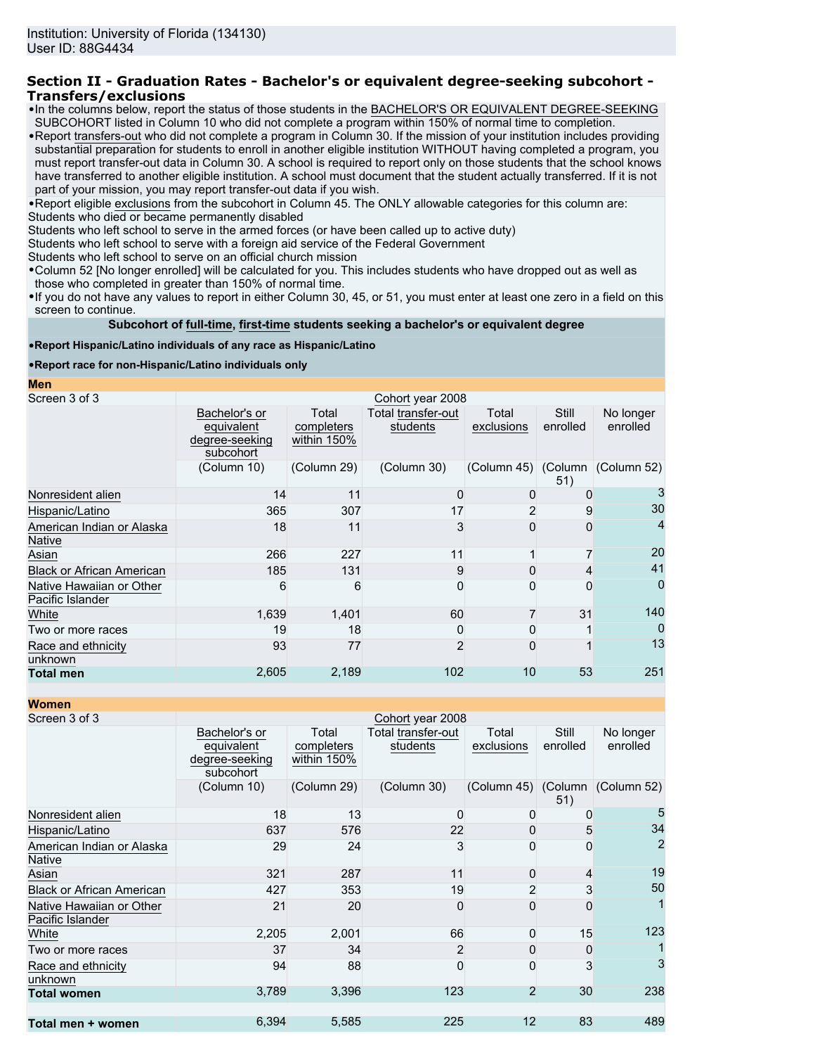Institution: University of Florida (134130)
User ID: 88G4434

## Section II - Graduation Rates - Bachelor's or equivalent degree-seeking subcohort - Transfers/exclusions

- In the columns below, report the status of those students in the BACHELOR'S OR EQUIVALENT DEGREE-SEEKING SUBCOHORT listed in Column 10 who did not complete a program within 150% of normal time to completion.
- Report transfers-out who did not complete a program in Column 30. If the mission of your institution includes providing substantial preparation for students to enroll in another eligible institution WITHOUT having completed a program, you must report transfer-out data in Column 30. A school is required to report only on those students that the school knows have transferred to another eligible institution. A school must document that the student actually transferred. If it is not part of your mission, you may report transfer-out data if you wish.
- Report eligible exclusions from the subcohort in Column 45. The ONLY allowable categories for this column are:

Students who died or became permanently disabled
Students who left school to serve in the armed forces (or have been called up to active duty)
Students who left school to serve with a foreign aid service of the Federal Government
Students who left school to serve on an official church mission

- Column 52 [No longer enrolled] will be calculated for you. This includes students who have dropped out as well as those who completed in greater than 150% of normal time.
- If you do not have any values to report in either Column 30, 45, or 51, you must enter at least one zero in a field on this screen to continue.

**Subcohort of full-time, first-time students seeking a bachelor's or equivalent degree**

- **Report Hispanic/Latino individuals of any race as Hispanic/Latino**
- **Report race for non-Hispanic/Latino individuals only**

**Men**

| Screen 3 of 3 | Cohort year 2008 | | | | | |
|---|---|---|---|---|---|---|
| | Bachelor's or equivalent degree-seeking subcohort | Total completers within 150% | Total transfer-out students | Total exclusions | Still enrolled | No longer enrolled |
| | (Column 10) | (Column 29) | (Column 30) | (Column 45) | (Column 51) | (Column 52) |
| Nonresident alien | 14 | 11 | 0 | 0 | 0 | 3 |
| Hispanic/Latino | 365 | 307 | 17 | 2 | 9 | 30 |
| American Indian or Alaska Native | 18 | 11 | 3 | 0 | 0 | 4 |
| Asian | 266 | 227 | 11 | 1 | 7 | 20 |
| Black or African American | 185 | 131 | 9 | 0 | 4 | 41 |
| Native Hawaiian or Other Pacific Islander | 6 | 6 | 0 | 0 | 0 | 0 |
| White | 1,639 | 1,401 | 60 | 7 | 31 | 140 |
| Two or more races | 19 | 18 | 0 | 0 | 1 | 0 |
| Race and ethnicity unknown | 93 | 77 | 2 | 0 | 1 | 13 |
| **Total men** | 2,605 | 2,189 | 102 | 10 | 53 | 251 |

**Women**

| Screen 3 of 3 | Cohort year 2008 | | | | | |
|---|---|---|---|---|---|---|
| | Bachelor's or equivalent degree-seeking subcohort | Total completers within 150% | Total transfer-out students | Total exclusions | Still enrolled | No longer enrolled |
| | (Column 10) | (Column 29) | (Column 30) | (Column 45) | (Column 51) | (Column 52) |
| Nonresident alien | 18 | 13 | 0 | 0 | 0 | 5 |
| Hispanic/Latino | 637 | 576 | 22 | 0 | 5 | 34 |
| American Indian or Alaska Native | 29 | 24 | 3 | 0 | 0 | 2 |
| Asian | 321 | 287 | 11 | 0 | 4 | 19 |
| Black or African American | 427 | 353 | 19 | 2 | 3 | 50 |
| Native Hawaiian or Other Pacific Islander | 21 | 20 | 0 | 0 | 0 | 1 |
| White | 2,205 | 2,001 | 66 | 0 | 15 | 123 |
| Two or more races | 37 | 34 | 2 | 0 | 0 | 1 |
| Race and ethnicity unknown | 94 | 88 | 0 | 0 | 3 | 3 |
| **Total women** | 3,789 | 3,396 | 123 | 2 | 30 | 238 |
| | | | | | | |
| **Total men + women** | 6,394 | 5,585 | 225 | 12 | 83 | 489 |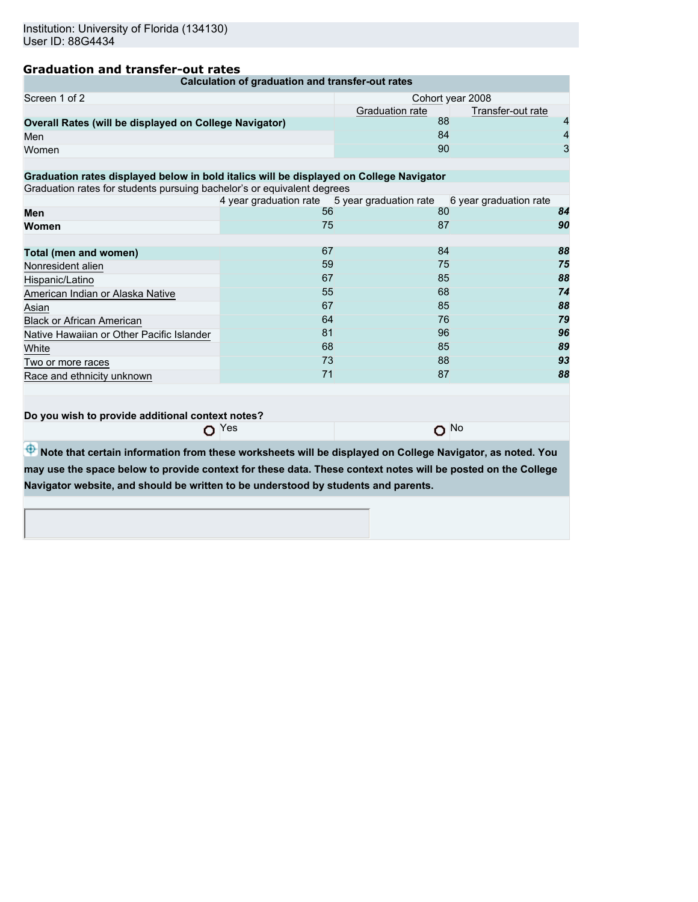Institution: University of Florida (134130)
User ID: 88G4434

## Graduation and transfer-out rates

**Calculation of graduation and transfer-out rates**

| Screen 1 of 2 | Cohort year 2008 | |
|---|---|---|
| | Graduation rate | Transfer-out rate |
| **Overall Rates (will be displayed on College Navigator)** | 88 | 4 |
| Men | 84 | 4 |
| Women | 90 | 3 |

**Graduation rates displayed below in bold italics will be displayed on College Navigator**

Graduation rates for students pursuing bachelor's or equivalent degrees

| | 4 year graduation rate | 5 year graduation rate | 6 year graduation rate |
|---|---|---|---|
| **Men** | 56 | 80 | ***84*** |
| **Women** | 75 | 87 | ***90*** |
| | | | |
| **Total (men and women)** | 67 | 84 | ***88*** |
| Nonresident alien | 59 | 75 | ***75*** |
| Hispanic/Latino | 67 | 85 | ***88*** |
| American Indian or Alaska Native | 55 | 68 | ***74*** |
| Asian | 67 | 85 | ***88*** |
| Black or African American | 64 | 76 | ***79*** |
| Native Hawaiian or Other Pacific Islander | 81 | 96 | ***96*** |
| White | 68 | 85 | ***89*** |
| Two or more races | 73 | 88 | ***93*** |
| Race and ethnicity unknown | 71 | 87 | ***88*** |

**Do you wish to provide additional context notes?**

Yes No

**Note that certain information from these worksheets will be displayed on College Navigator, as noted. You may use the space below to provide context for these data. These context notes will be posted on the College Navigator website, and should be written to be understood by students and parents.**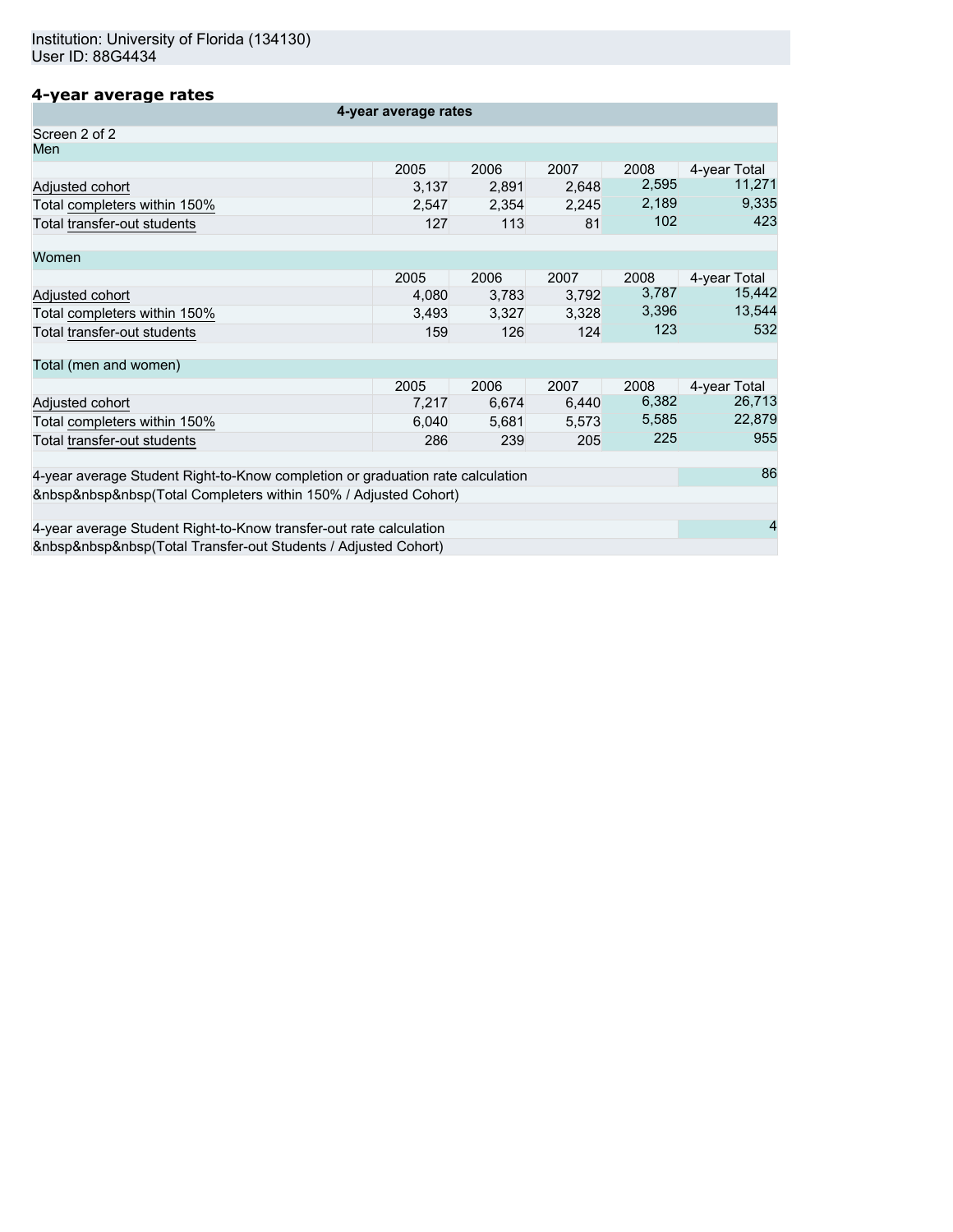Institution: University of Florida (134130)
User ID: 88G4434

## 4-year average rates

| 4-year average rates | | | | | |
|---|---|---|---|---|---|
| Screen 2 of 2 | | | | | |
| Men | | | | | |
| | 2005 | 2006 | 2007 | 2008 | 4-year Total |
| Adjusted cohort | 3,137 | 2,891 | 2,648 | 2,595 | 11,271 |
| Total completers within 150% | 2,547 | 2,354 | 2,245 | 2,189 | 9,335 |
| Total transfer-out students | 127 | 113 | 81 | 102 | 423 |
| Women | | | | | |
| | 2005 | 2006 | 2007 | 2008 | 4-year Total |
| Adjusted cohort | 4,080 | 3,783 | 3,792 | 3,787 | 15,442 |
| Total completers within 150% | 3,493 | 3,327 | 3,328 | 3,396 | 13,544 |
| Total transfer-out students | 159 | 126 | 124 | 123 | 532 |
| Total (men and women) | | | | | |
| | 2005 | 2006 | 2007 | 2008 | 4-year Total |
| Adjusted cohort | 7,217 | 6,674 | 6,440 | 6,382 | 26,713 |
| Total completers within 150% | 6,040 | 5,681 | 5,573 | 5,585 | 22,879 |
| Total transfer-out students | 286 | 239 | 205 | 225 | 955 |

| | |
|---|---|
| 4-year average Student Right-to-Know completion or graduation rate calculation<br>&nbsp&nbsp&nbsp(Total Completers within 150% / Adjusted Cohort) | 86 |
| 4-year average Student Right-to-Know transfer-out rate calculation<br>&nbsp&nbsp&nbsp(Total Transfer-out Students / Adjusted Cohort) | 4 |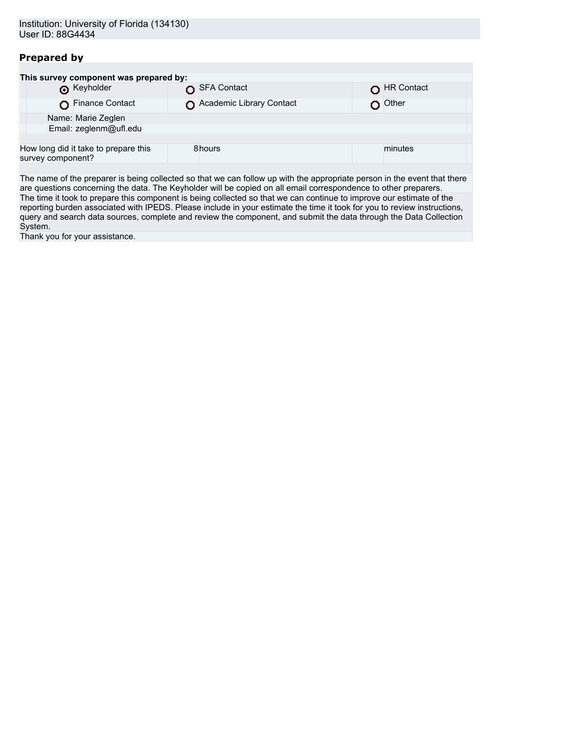Institution: University of Florida (134130)
User ID: 88G4434

## Prepared by

**This survey component was prepared by:**

| | | |
|---|---|---|
| ◉ Keyholder | ○ SFA Contact | ○ HR Contact |
| ○ Finance Contact | ○ Academic Library Contact | ○ Other |

Name: Marie Zeglen
Email: zeglenm@ufl.edu

| How long did it take to prepare this survey component? | 8 | hours | | minutes |
|---|---|---|---|---|

The name of the preparer is being collected so that we can follow up with the appropriate person in the event that there are questions concerning the data. The Keyholder will be copied on all email correspondence to other preparers.

The time it took to prepare this component is being collected so that we can continue to improve our estimate of the reporting burden associated with IPEDS. Please include in your estimate the time it took for you to review instructions, query and search data sources, complete and review the component, and submit the data through the Data Collection System.

Thank you for your assistance.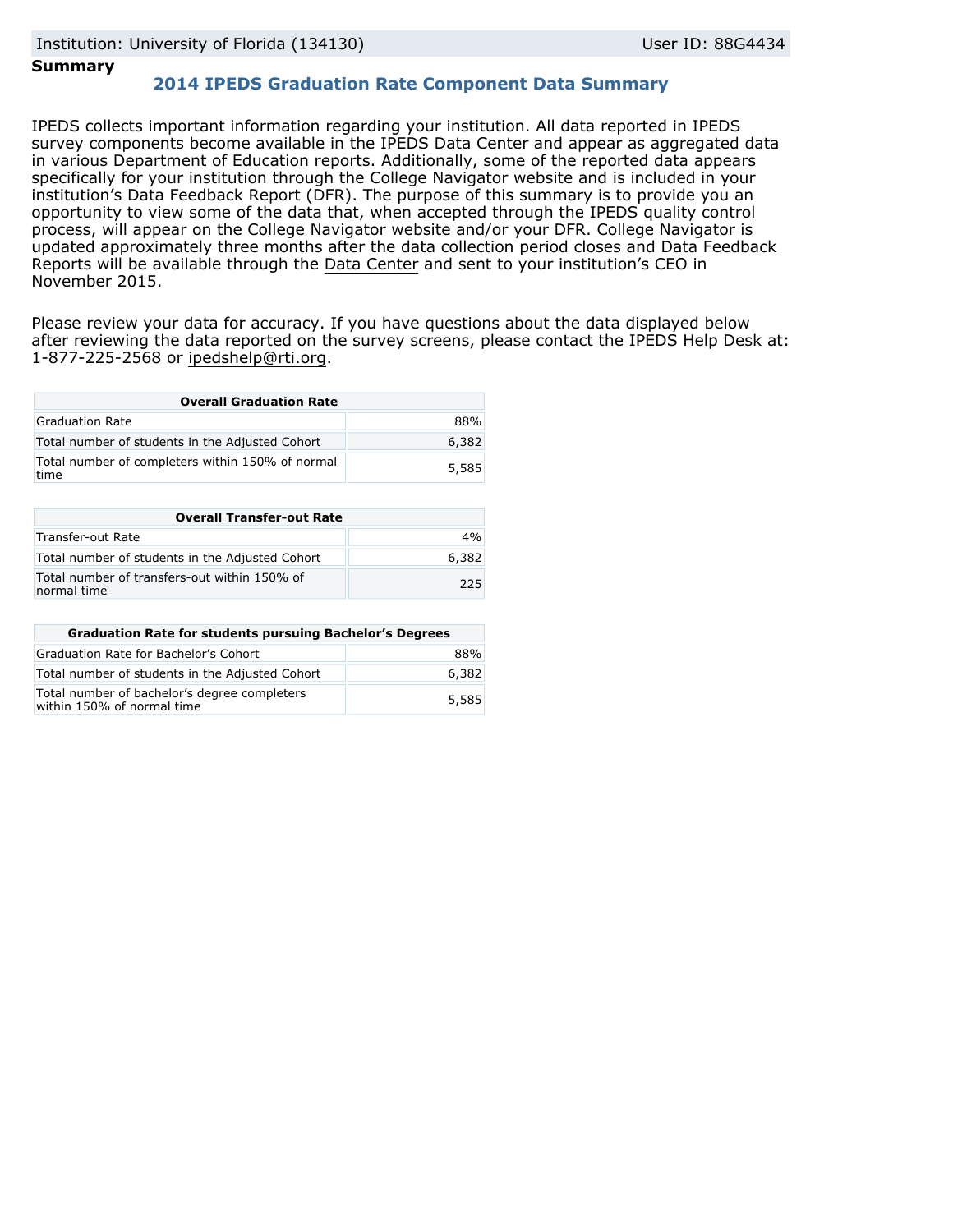Institution: University of Florida (134130) User ID: 88G4434

**Summary**

## 2014 IPEDS Graduation Rate Component Data Summary

IPEDS collects important information regarding your institution. All data reported in IPEDS survey components become available in the IPEDS Data Center and appear as aggregated data in various Department of Education reports. Additionally, some of the reported data appears specifically for your institution through the College Navigator website and is included in your institution's Data Feedback Report (DFR). The purpose of this summary is to provide you an opportunity to view some of the data that, when accepted through the IPEDS quality control process, will appear on the College Navigator website and/or your DFR. College Navigator is updated approximately three months after the data collection period closes and Data Feedback Reports will be available through the Data Center and sent to your institution's CEO in November 2015.

Please review your data for accuracy. If you have questions about the data displayed below after reviewing the data reported on the survey screens, please contact the IPEDS Help Desk at: 1-877-225-2568 or ipedshelp@rti.org.

| Overall Graduation Rate | |
|---|---|
| Graduation Rate | 88% |
| Total number of students in the Adjusted Cohort | 6,382 |
| Total number of completers within 150% of normal time | 5,585 |

| Overall Transfer-out Rate | |
|---|---|
| Transfer-out Rate | 4% |
| Total number of students in the Adjusted Cohort | 6,382 |
| Total number of transfers-out within 150% of normal time | 225 |

| Graduation Rate for students pursuing Bachelor's Degrees | |
|---|---|
| Graduation Rate for Bachelor's Cohort | 88% |
| Total number of students in the Adjusted Cohort | 6,382 |
| Total number of bachelor's degree completers within 150% of normal time | 5,585 |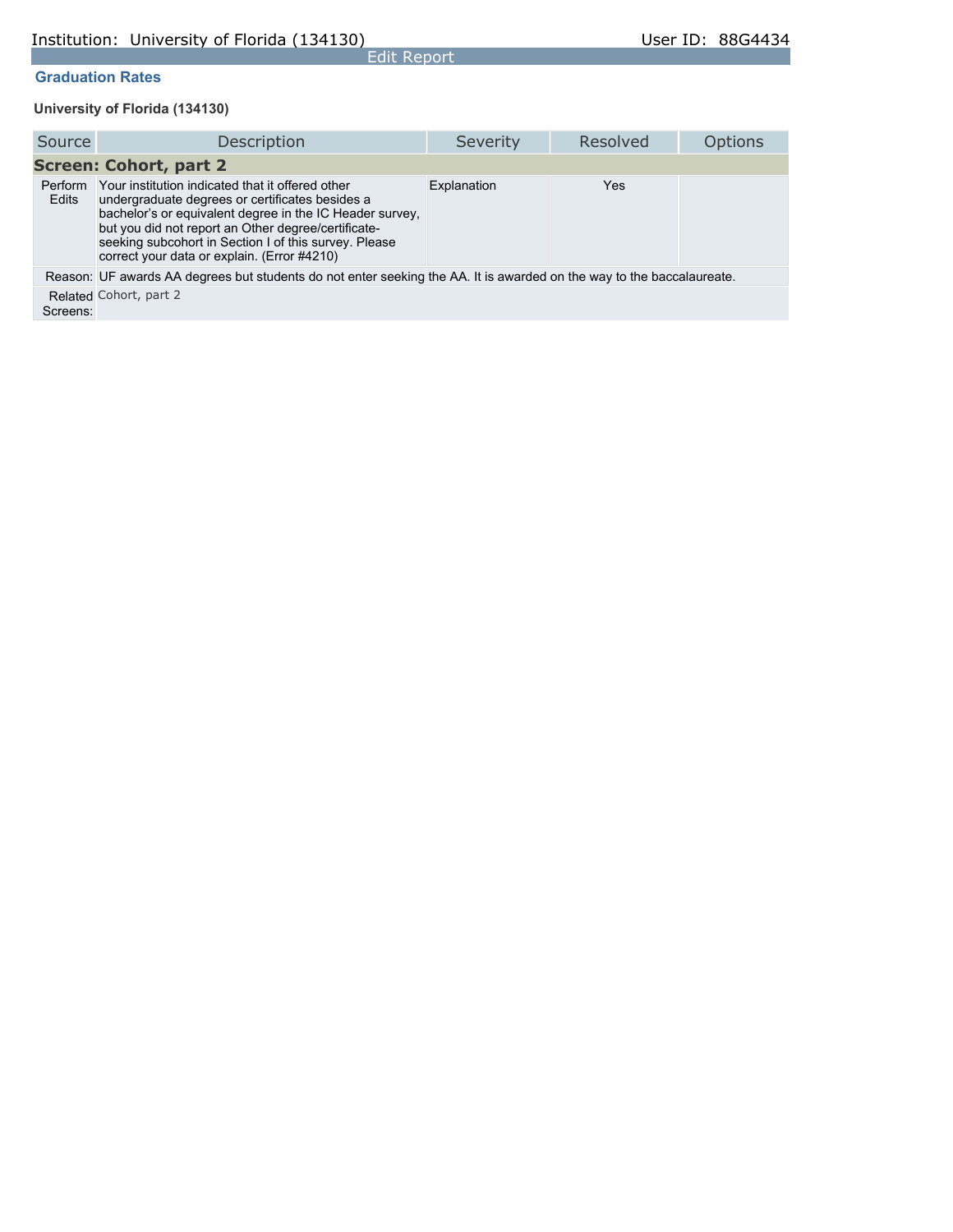Institution: University of Florida (134130) User ID: 88G4434

Edit Report

## Graduation Rates

**University of Florida (134130)**

| Source | Description | Severity | Resolved | Options |
|---|---|---|---|---|
| **Screen: Cohort, part 2** | | | | |
| Perform Edits | Your institution indicated that it offered other undergraduate degrees or certificates besides a bachelor's or equivalent degree in the IC Header survey, but you did not report an Other degree/certificate-seeking subcohort in Section I of this survey. Please correct your data or explain. (Error #4210) | Explanation | Yes | |
| Reason: | UF awards AA degrees but students do not enter seeking the AA. It is awarded on the way to the baccalaureate. | | | |
| Related Screens: | Cohort, part 2 | | | |